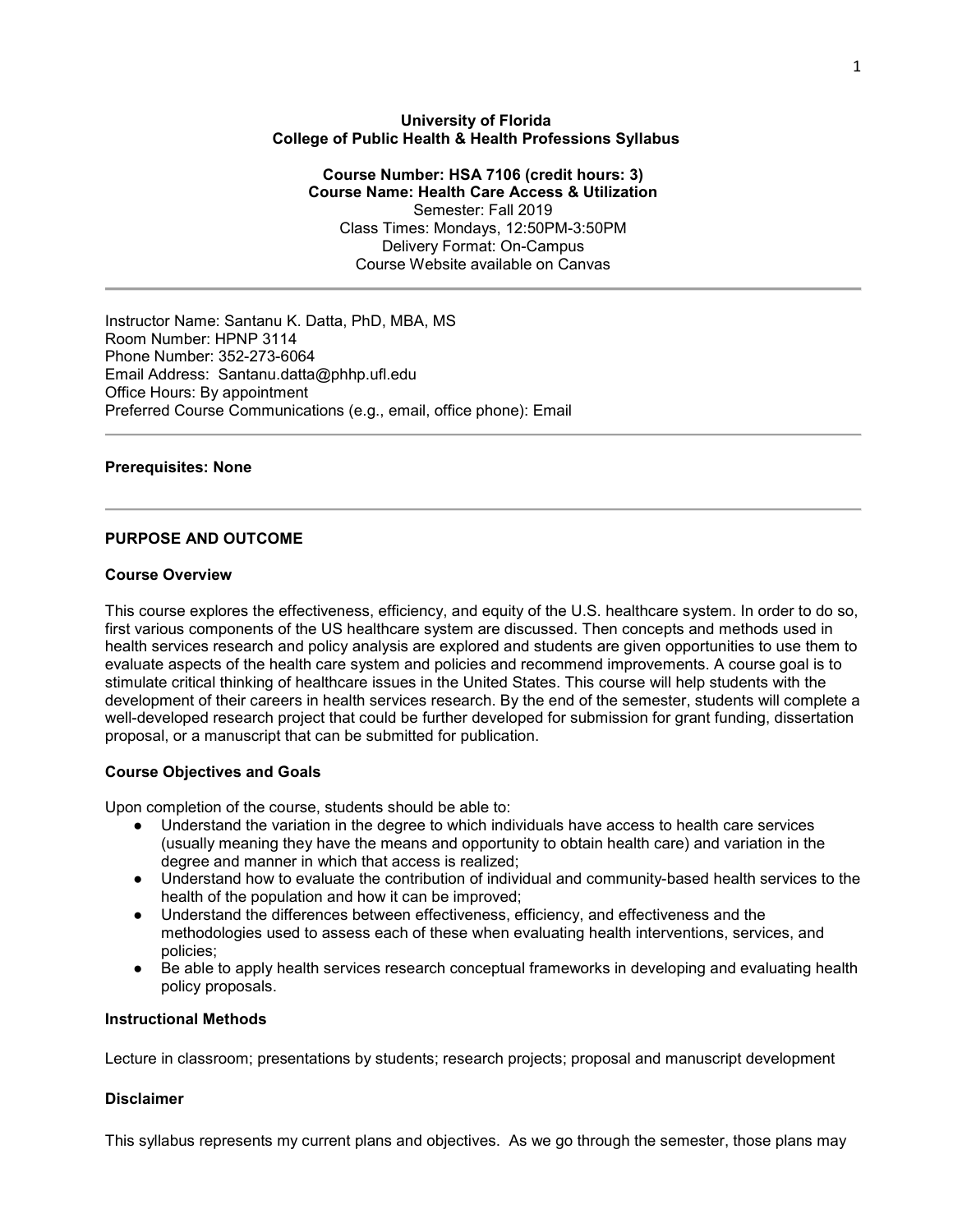**University of Florida**
**College of Public Health & Health Professions Syllabus**

**Course Number: HSA 7106 (credit hours: 3)**
**Course Name: Health Care Access & Utilization**
Semester: Fall 2019
Class Times: Mondays, 12:50PM-3:50PM
Delivery Format: On-Campus
Course Website available on Canvas

---

Instructor Name: Santanu K. Datta, PhD, MBA, MS
Room Number: HPNP 3114
Phone Number: 352-273-6064
Email Address: Santanu.datta@phhp.ufl.edu
Office Hours: By appointment
Preferred Course Communications (e.g., email, office phone): Email

---

**Prerequisites: None**

---

## PURPOSE AND OUTCOME

### Course Overview

This course explores the effectiveness, efficiency, and equity of the U.S. healthcare system. In order to do so, first various components of the US healthcare system are discussed. Then concepts and methods used in health services research and policy analysis are explored and students are given opportunities to use them to evaluate aspects of the health care system and policies and recommend improvements. A course goal is to stimulate critical thinking of healthcare issues in the United States. This course will help students with the development of their careers in health services research. By the end of the semester, students will complete a well-developed research project that could be further developed for submission for grant funding, dissertation proposal, or a manuscript that can be submitted for publication.

### Course Objectives and Goals

Upon completion of the course, students should be able to:

- Understand the variation in the degree to which individuals have access to health care services (usually meaning they have the means and opportunity to obtain health care) and variation in the degree and manner in which that access is realized;
- Understand how to evaluate the contribution of individual and community-based health services to the health of the population and how it can be improved;
- Understand the differences between effectiveness, efficiency, and effectiveness and the methodologies used to assess each of these when evaluating health interventions, services, and policies;
- Be able to apply health services research conceptual frameworks in developing and evaluating health policy proposals.

### Instructional Methods

Lecture in classroom; presentations by students; research projects; proposal and manuscript development

### Disclaimer

This syllabus represents my current plans and objectives. As we go through the semester, those plans may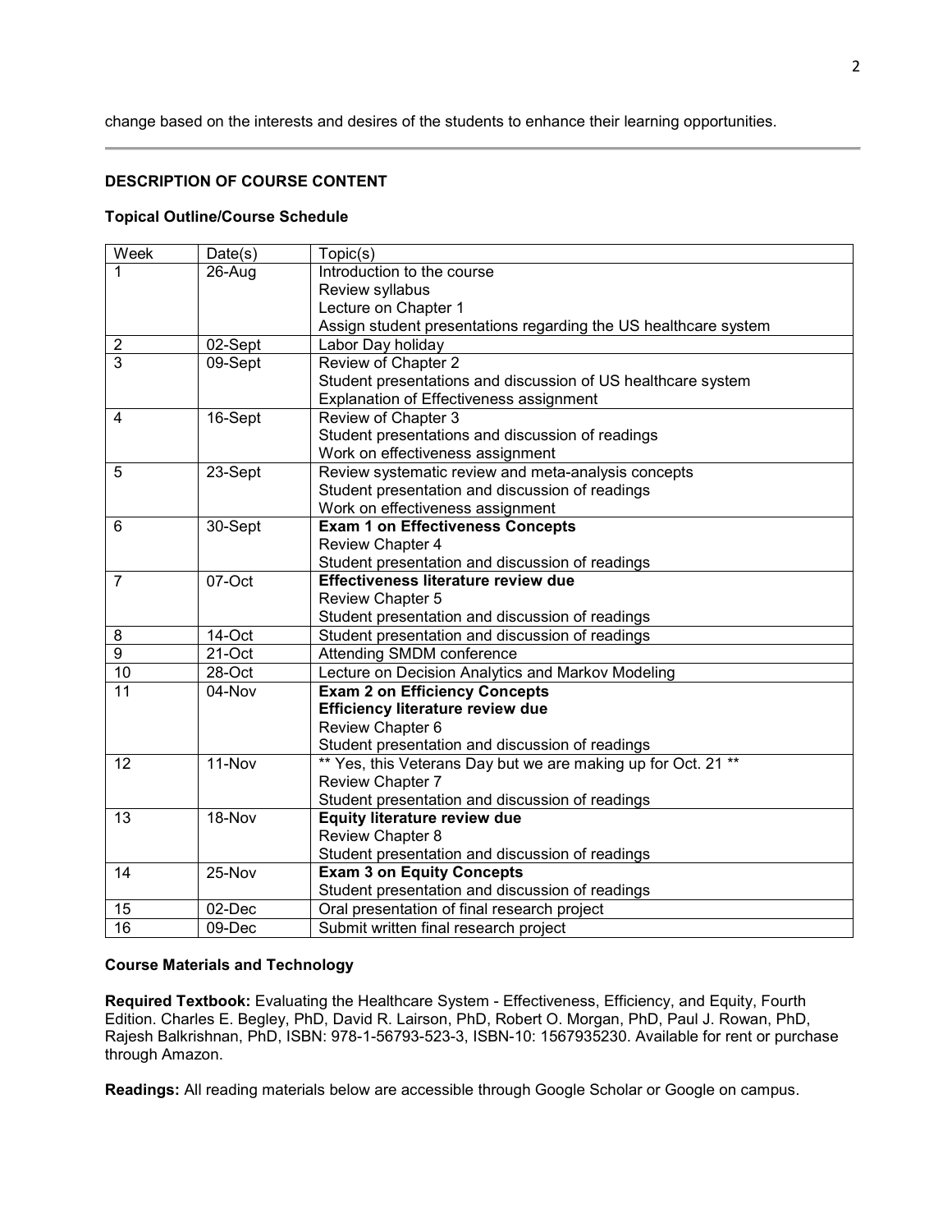change based on the interests and desires of the students to enhance their learning opportunities.

---

**DESCRIPTION OF COURSE CONTENT**

**Topical Outline/Course Schedule**

| Week | Date(s) | Topic(s) |
| --- | --- | --- |
| 1 | 26-Aug | Introduction to the course<br>Review syllabus<br>Lecture on Chapter 1<br>Assign student presentations regarding the US healthcare system |
| 2 | 02-Sept | Labor Day holiday |
| 3 | 09-Sept | Review of Chapter 2<br>Student presentations and discussion of US healthcare system<br>Explanation of Effectiveness assignment |
| 4 | 16-Sept | Review of Chapter 3<br>Student presentations and discussion of readings<br>Work on effectiveness assignment |
| 5 | 23-Sept | Review systematic review and meta-analysis concepts<br>Student presentation and discussion of readings<br>Work on effectiveness assignment |
| 6 | 30-Sept | **Exam 1 on Effectiveness Concepts**<br>Review Chapter 4<br>Student presentation and discussion of readings |
| 7 | 07-Oct | **Effectiveness literature review due**<br>Review Chapter 5<br>Student presentation and discussion of readings |
| 8 | 14-Oct | Student presentation and discussion of readings |
| 9 | 21-Oct | Attending SMDM conference |
| 10 | 28-Oct | Lecture on Decision Analytics and Markov Modeling |
| 11 | 04-Nov | **Exam 2 on Efficiency Concepts**<br>**Efficiency literature review due**<br>Review Chapter 6<br>Student presentation and discussion of readings |
| 12 | 11-Nov | ** Yes, this Veterans Day but we are making up for Oct. 21 **<br>Review Chapter 7<br>Student presentation and discussion of readings |
| 13 | 18-Nov | **Equity literature review due**<br>Review Chapter 8<br>Student presentation and discussion of readings |
| 14 | 25-Nov | **Exam 3 on Equity Concepts**<br>Student presentation and discussion of readings |
| 15 | 02-Dec | Oral presentation of final research project |
| 16 | 09-Dec | Submit written final research project |

**Course Materials and Technology**

**Required Textbook:** Evaluating the Healthcare System - Effectiveness, Efficiency, and Equity, Fourth Edition. Charles E. Begley, PhD, David R. Lairson, PhD, Robert O. Morgan, PhD, Paul J. Rowan, PhD, Rajesh Balkrishnan, PhD, ISBN: 978-1-56793-523-3, ISBN-10: 1567935230. Available for rent or purchase through Amazon.

**Readings:** All reading materials below are accessible through Google Scholar or Google on campus.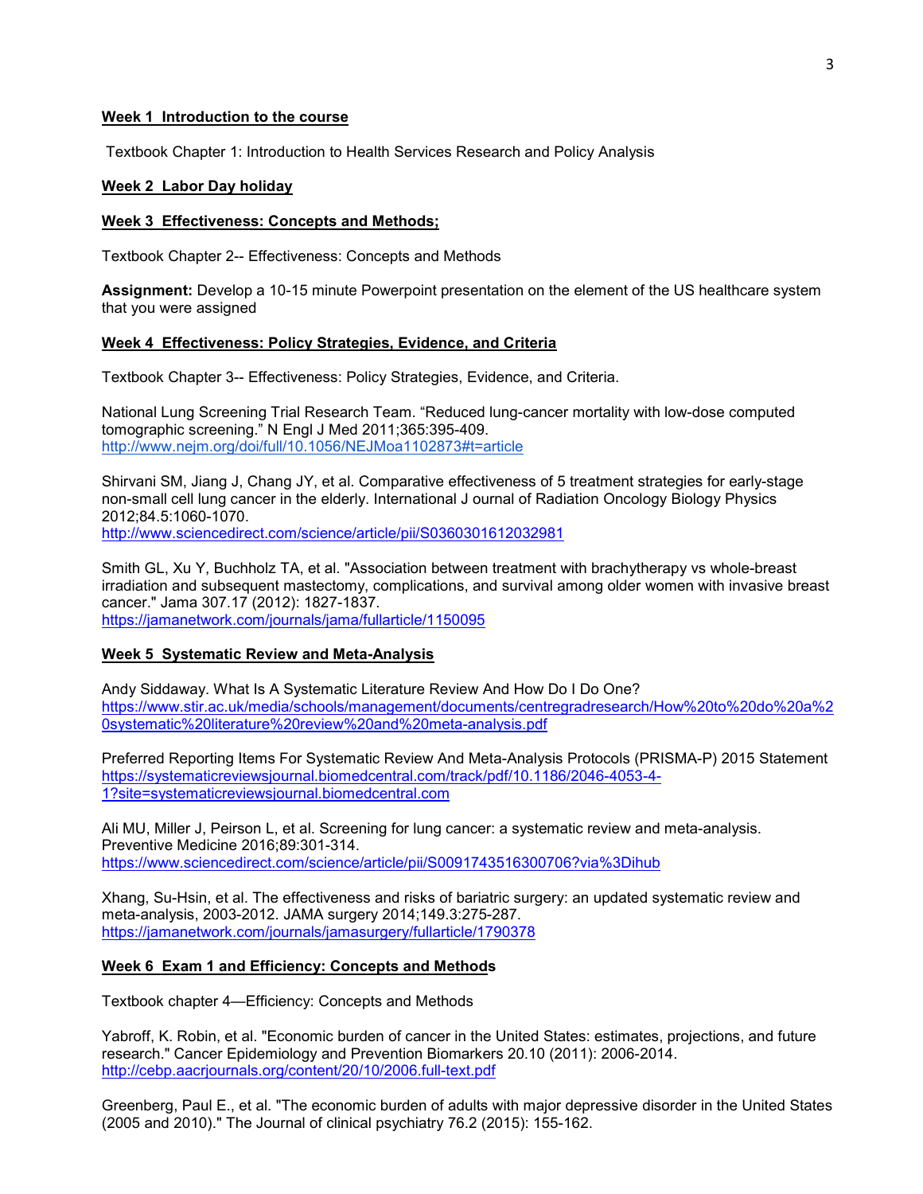**Week 1 Introduction to the course**

Textbook Chapter 1: Introduction to Health Services Research and Policy Analysis

**Week 2 Labor Day holiday**

**Week 3 Effectiveness: Concepts and Methods;**

Textbook Chapter 2-- Effectiveness: Concepts and Methods

**Assignment:** Develop a 10-15 minute Powerpoint presentation on the element of the US healthcare system that you were assigned

**Week 4 Effectiveness: Policy Strategies, Evidence, and Criteria**

Textbook Chapter 3-- Effectiveness: Policy Strategies, Evidence, and Criteria.

National Lung Screening Trial Research Team. "Reduced lung-cancer mortality with low-dose computed tomographic screening." N Engl J Med 2011;365:395-409.
http://www.nejm.org/doi/full/10.1056/NEJMoa1102873#t=article

Shirvani SM, Jiang J, Chang JY, et al. Comparative effectiveness of 5 treatment strategies for early-stage non-small cell lung cancer in the elderly. International J ournal of Radiation Oncology Biology Physics 2012;84.5:1060-1070.
http://www.sciencedirect.com/science/article/pii/S0360301612032981

Smith GL, Xu Y, Buchholz TA, et al. "Association between treatment with brachytherapy vs whole-breast irradiation and subsequent mastectomy, complications, and survival among older women with invasive breast cancer." Jama 307.17 (2012): 1827-1837.
https://jamanetwork.com/journals/jama/fullarticle/1150095

**Week 5 Systematic Review and Meta-Analysis**

Andy Siddaway. What Is A Systematic Literature Review And How Do I Do One?
https://www.stir.ac.uk/media/schools/management/documents/centregradresearch/How%20to%20do%20a%20systematic%20literature%20review%20and%20meta-analysis.pdf

Preferred Reporting Items For Systematic Review And Meta-Analysis Protocols (PRISMA-P) 2015 Statement
https://systematicreviewsjournal.biomedcentral.com/track/pdf/10.1186/2046-4053-4-1?site=systematicreviewsjournal.biomedcentral.com

Ali MU, Miller J, Peirson L, et al. Screening for lung cancer: a systematic review and meta-analysis. Preventive Medicine 2016;89:301-314.
https://www.sciencedirect.com/science/article/pii/S0091743516300706?via%3Dihub

Xhang, Su-Hsin, et al. The effectiveness and risks of bariatric surgery: an updated systematic review and meta-analysis, 2003-2012. JAMA surgery 2014;149.3:275-287.
https://jamanetwork.com/journals/jamasurgery/fullarticle/1790378

**Week 6 Exam 1 and Efficiency: Concepts and Methods**

Textbook chapter 4—Efficiency: Concepts and Methods

Yabroff, K. Robin, et al. "Economic burden of cancer in the United States: estimates, projections, and future research." Cancer Epidemiology and Prevention Biomarkers 20.10 (2011): 2006-2014.
http://cebp.aacrjournals.org/content/20/10/2006.full-text.pdf

Greenberg, Paul E., et al. "The economic burden of adults with major depressive disorder in the United States (2005 and 2010)." The Journal of clinical psychiatry 76.2 (2015): 155-162.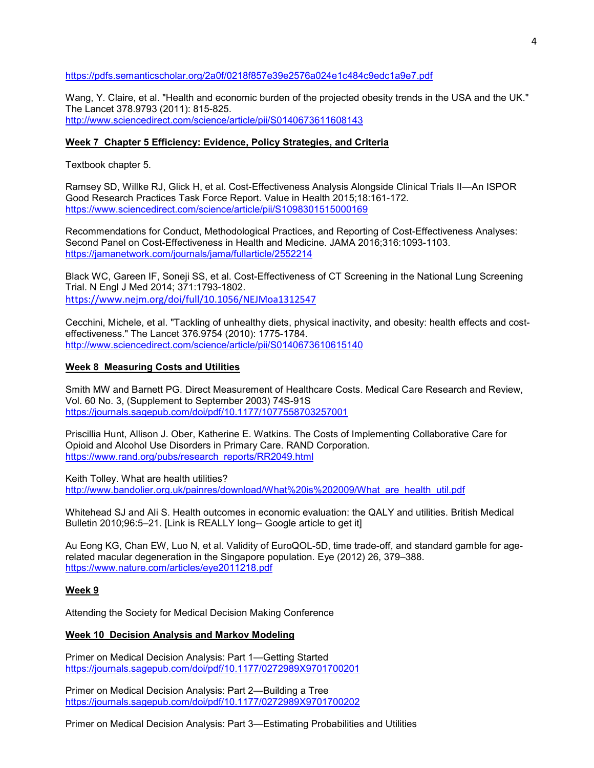https://pdfs.semanticscholar.org/2a0f/0218f857e39e2576a024e1c484c9edc1a9e7.pdf

Wang, Y. Claire, et al. "Health and economic burden of the projected obesity trends in the USA and the UK." The Lancet 378.9793 (2011): 815-825.
http://www.sciencedirect.com/science/article/pii/S0140673611608143

**Week 7 Chapter 5 Efficiency: Evidence, Policy Strategies, and Criteria**

Textbook chapter 5.

Ramsey SD, Willke RJ, Glick H, et al. Cost-Effectiveness Analysis Alongside Clinical Trials II—An ISPOR Good Research Practices Task Force Report. Value in Health 2015;18:161-172.
https://www.sciencedirect.com/science/article/pii/S1098301515000169

Recommendations for Conduct, Methodological Practices, and Reporting of Cost-Effectiveness Analyses: Second Panel on Cost-Effectiveness in Health and Medicine. JAMA 2016;316:1093-1103.
https://jamanetwork.com/journals/jama/fullarticle/2552214

Black WC, Gareen IF, Soneji SS, et al. Cost-Effectiveness of CT Screening in the National Lung Screening Trial. N Engl J Med 2014; 371:1793-1802.
https://www.nejm.org/doi/full/10.1056/NEJMoa1312547

Cecchini, Michele, et al. "Tackling of unhealthy diets, physical inactivity, and obesity: health effects and cost-effectiveness." The Lancet 376.9754 (2010): 1775-1784.
http://www.sciencedirect.com/science/article/pii/S0140673610615140

**Week 8 Measuring Costs and Utilities**

Smith MW and Barnett PG. Direct Measurement of Healthcare Costs. Medical Care Research and Review, Vol. 60 No. 3, (Supplement to September 2003) 74S-91S
https://journals.sagepub.com/doi/pdf/10.1177/1077558703257001

Priscillia Hunt, Allison J. Ober, Katherine E. Watkins. The Costs of Implementing Collaborative Care for Opioid and Alcohol Use Disorders in Primary Care. RAND Corporation.
https://www.rand.org/pubs/research_reports/RR2049.html

Keith Tolley. What are health utilities?
http://www.bandolier.org.uk/painres/download/What%20is%202009/What_are_health_util.pdf

Whitehead SJ and Ali S. Health outcomes in economic evaluation: the QALY and utilities. British Medical Bulletin 2010;96:5–21. [Link is REALLY long-- Google article to get it]

Au Eong KG, Chan EW, Luo N, et al. Validity of EuroQOL-5D, time trade-off, and standard gamble for age-related macular degeneration in the Singapore population. Eye (2012) 26, 379–388.
https://www.nature.com/articles/eye2011218.pdf

**Week 9**

Attending the Society for Medical Decision Making Conference

**Week 10 Decision Analysis and Markov Modeling**

Primer on Medical Decision Analysis: Part 1—Getting Started
https://journals.sagepub.com/doi/pdf/10.1177/0272989X9701700201

Primer on Medical Decision Analysis: Part 2—Building a Tree
https://journals.sagepub.com/doi/pdf/10.1177/0272989X9701700202

Primer on Medical Decision Analysis: Part 3—Estimating Probabilities and Utilities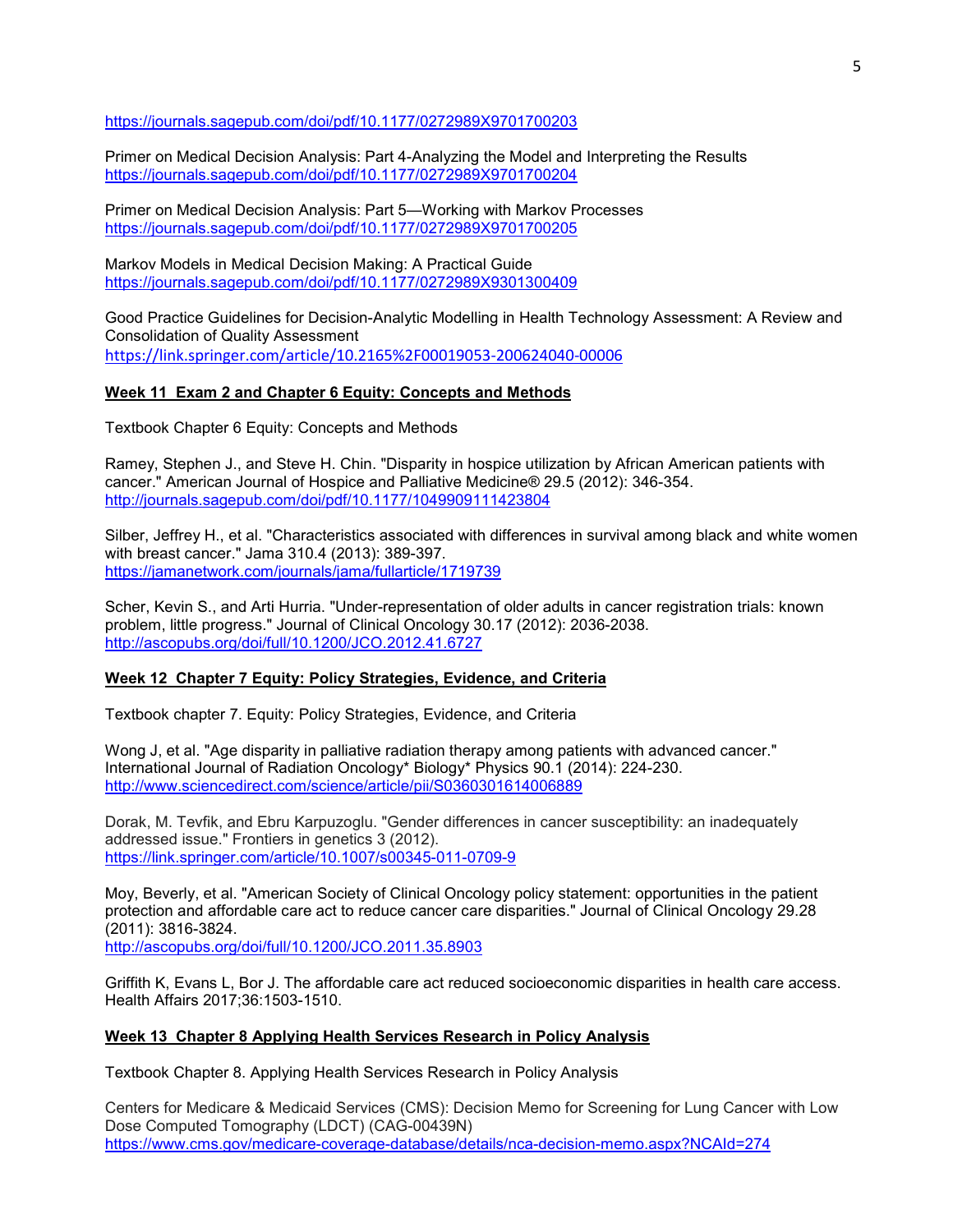https://journals.sagepub.com/doi/pdf/10.1177/0272989X9701700203

Primer on Medical Decision Analysis: Part 4-Analyzing the Model and Interpreting the Results
https://journals.sagepub.com/doi/pdf/10.1177/0272989X9701700204

Primer on Medical Decision Analysis: Part 5—Working with Markov Processes
https://journals.sagepub.com/doi/pdf/10.1177/0272989X9701700205

Markov Models in Medical Decision Making: A Practical Guide
https://journals.sagepub.com/doi/pdf/10.1177/0272989X9301300409

Good Practice Guidelines for Decision-Analytic Modelling in Health Technology Assessment: A Review and Consolidation of Quality Assessment
https://link.springer.com/article/10.2165%2F00019053-200624040-00006

**Week 11 Exam 2 and Chapter 6 Equity: Concepts and Methods**

Textbook Chapter 6 Equity: Concepts and Methods

Ramey, Stephen J., and Steve H. Chin. "Disparity in hospice utilization by African American patients with cancer." American Journal of Hospice and Palliative Medicine® 29.5 (2012): 346-354.
http://journals.sagepub.com/doi/pdf/10.1177/1049909111423804

Silber, Jeffrey H., et al. "Characteristics associated with differences in survival among black and white women with breast cancer." Jama 310.4 (2013): 389-397.
https://jamanetwork.com/journals/jama/fullarticle/1719739

Scher, Kevin S., and Arti Hurria. "Under-representation of older adults in cancer registration trials: known problem, little progress." Journal of Clinical Oncology 30.17 (2012): 2036-2038.
http://ascopubs.org/doi/full/10.1200/JCO.2012.41.6727

**Week 12 Chapter 7 Equity: Policy Strategies, Evidence, and Criteria**

Textbook chapter 7. Equity: Policy Strategies, Evidence, and Criteria

Wong J, et al. "Age disparity in palliative radiation therapy among patients with advanced cancer." International Journal of Radiation Oncology* Biology* Physics 90.1 (2014): 224-230.
http://www.sciencedirect.com/science/article/pii/S0360301614006889

Dorak, M. Tevfik, and Ebru Karpuzoglu. "Gender differences in cancer susceptibility: an inadequately addressed issue." Frontiers in genetics 3 (2012).
https://link.springer.com/article/10.1007/s00345-011-0709-9

Moy, Beverly, et al. "American Society of Clinical Oncology policy statement: opportunities in the patient protection and affordable care act to reduce cancer care disparities." Journal of Clinical Oncology 29.28 (2011): 3816-3824.
http://ascopubs.org/doi/full/10.1200/JCO.2011.35.8903

Griffith K, Evans L, Bor J. The affordable care act reduced socioeconomic disparities in health care access. Health Affairs 2017;36:1503-1510.

**Week 13 Chapter 8 Applying Health Services Research in Policy Analysis**

Textbook Chapter 8. Applying Health Services Research in Policy Analysis

Centers for Medicare & Medicaid Services (CMS): Decision Memo for Screening for Lung Cancer with Low Dose Computed Tomography (LDCT) (CAG-00439N)
https://www.cms.gov/medicare-coverage-database/details/nca-decision-memo.aspx?NCAId=274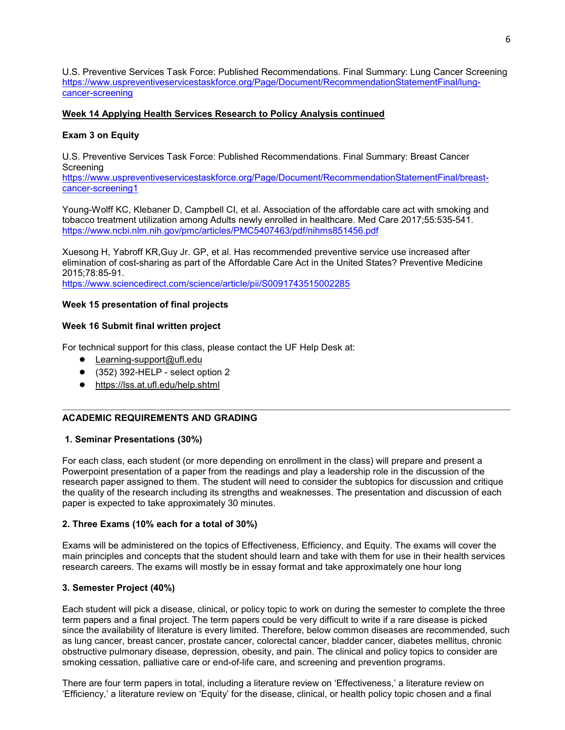U.S. Preventive Services Task Force: Published Recommendations. Final Summary: Lung Cancer Screening https://www.uspreventiveservicestaskforce.org/Page/Document/RecommendationStatementFinal/lung-cancer-screening

**Week 14 Applying Health Services Research to Policy Analysis continued**

**Exam 3 on Equity**

U.S. Preventive Services Task Force: Published Recommendations. Final Summary: Breast Cancer Screening
https://www.uspreventiveservicestaskforce.org/Page/Document/RecommendationStatementFinal/breast-cancer-screening1

Young-Wolff KC, Klebaner D, Campbell CI, et al. Association of the affordable care act with smoking and tobacco treatment utilization among Adults newly enrolled in healthcare. Med Care 2017;55:535-541. https://www.ncbi.nlm.nih.gov/pmc/articles/PMC5407463/pdf/nihms851456.pdf

Xuesong H, Yabroff KR,Guy Jr. GP, et al. Has recommended preventive service use increased after elimination of cost-sharing as part of the Affordable Care Act in the United States? Preventive Medicine 2015;78:85-91.
https://www.sciencedirect.com/science/article/pii/S0091743515002285

**Week 15 presentation of final projects**

**Week 16 Submit final written project**

For technical support for this class, please contact the UF Help Desk at:

- Learning-support@ufl.edu
- (352) 392-HELP - select option 2
- https://lss.at.ufl.edu/help.shtml

---

## ACADEMIC REQUIREMENTS AND GRADING

### 1. Seminar Presentations (30%)

For each class, each student (or more depending on enrollment in the class) will prepare and present a Powerpoint presentation of a paper from the readings and play a leadership role in the discussion of the research paper assigned to them. The student will need to consider the subtopics for discussion and critique the quality of the research including its strengths and weaknesses. The presentation and discussion of each paper is expected to take approximately 30 minutes.

### 2. Three Exams (10% each for a total of 30%)

Exams will be administered on the topics of Effectiveness, Efficiency, and Equity. The exams will cover the main principles and concepts that the student should learn and take with them for use in their health services research careers. The exams will mostly be in essay format and take approximately one hour long

### 3. Semester Project (40%)

Each student will pick a disease, clinical, or policy topic to work on during the semester to complete the three term papers and a final project. The term papers could be very difficult to write if a rare disease is picked since the availability of literature is every limited. Therefore, below common diseases are recommended, such as lung cancer, breast cancer, prostate cancer, colorectal cancer, bladder cancer, diabetes mellitus, chronic obstructive pulmonary disease, depression, obesity, and pain. The clinical and policy topics to consider are smoking cessation, palliative care or end-of-life care, and screening and prevention programs.

There are four term papers in total, including a literature review on 'Effectiveness,' a literature review on 'Efficiency,' a literature review on 'Equity' for the disease, clinical, or health policy topic chosen and a final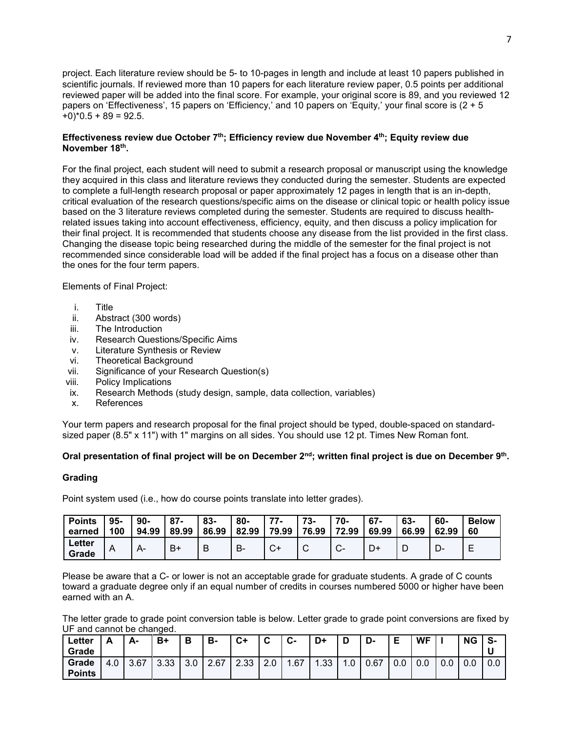project. Each literature review should be 5- to 10-pages in length and include at least 10 papers published in scientific journals. If reviewed more than 10 papers for each literature review paper, 0.5 points per additional reviewed paper will be added into the final score. For example, your original score is 89, and you reviewed 12 papers on 'Effectiveness', 15 papers on 'Efficiency,' and 10 papers on 'Equity,' your final score is $(2 + 5 + 0)*0.5 + 89 = 92.5$.

**Effectiveness review due October 7th; Efficiency review due November 4th; Equity review due November 18th.**

For the final project, each student will need to submit a research proposal or manuscript using the knowledge they acquired in this class and literature reviews they conducted during the semester. Students are expected to complete a full-length research proposal or paper approximately 12 pages in length that is an in-depth, critical evaluation of the research questions/specific aims on the disease or clinical topic or health policy issue based on the 3 literature reviews completed during the semester. Students are required to discuss health-related issues taking into account effectiveness, efficiency, equity, and then discuss a policy implication for their final project. It is recommended that students choose any disease from the list provided in the first class. Changing the disease topic being researched during the middle of the semester for the final project is not recommended since considerable load will be added if the final project has a focus on a disease other than the ones for the four term papers.

Elements of Final Project:

i. Title
ii. Abstract (300 words)
iii. The Introduction
iv. Research Questions/Specific Aims
v. Literature Synthesis or Review
vi. Theoretical Background
vii. Significance of your Research Question(s)
viii. Policy Implications
ix. Research Methods (study design, sample, data collection, variables)
x. References

Your term papers and research proposal for the final project should be typed, double-spaced on standard-sized paper (8.5" x 11") with 1" margins on all sides. You should use 12 pt. Times New Roman font.

**Oral presentation of final project will be on December 2nd; written final project is due on December 9th.**

### Grading

Point system used (i.e., how do course points translate into letter grades).

| Points earned | 95-100 | 90-94.99 | 87-89.99 | 83-86.99 | 80-82.99 | 77-79.99 | 73-76.99 | 70-72.99 | 67-69.99 | 63-66.99 | 60-62.99 | Below 60 |
|---|---|---|---|---|---|---|---|---|---|---|---|---|
| Letter Grade | A | A- | B+ | B | B- | C+ | C | C- | D+ | D | D- | E |

Please be aware that a C- or lower is not an acceptable grade for graduate students. A grade of C counts toward a graduate degree only if an equal number of credits in courses numbered 5000 or higher have been earned with an A.

The letter grade to grade point conversion table is below. Letter grade to grade point conversions are fixed by UF and cannot be changed.

| Letter Grade | A | A- | B+ | B | B- | C+ | C | C- | D+ | D | D- | E | WF | I | NG | S-U |
|---|---|---|---|---|---|---|---|---|---|---|---|---|---|---|---|---|
| Grade Points | 4.0 | 3.67 | 3.33 | 3.0 | 2.67 | 2.33 | 2.0 | 1.67 | 1.33 | 1.0 | 0.67 | 0.0 | 0.0 | 0.0 | 0.0 | 0.0 |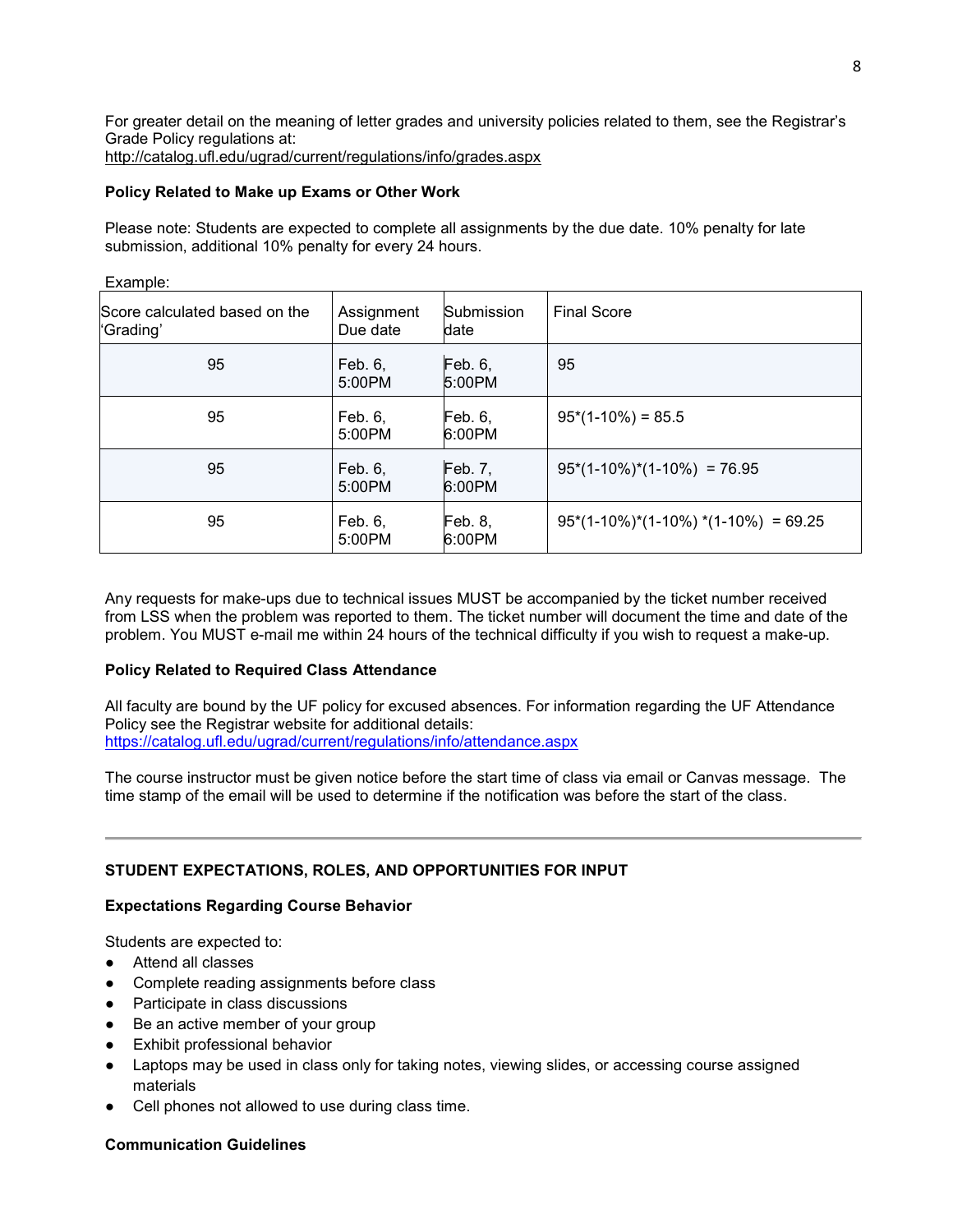For greater detail on the meaning of letter grades and university policies related to them, see the Registrar's Grade Policy regulations at:
http://catalog.ufl.edu/ugrad/current/regulations/info/grades.aspx

**Policy Related to Make up Exams or Other Work**

Please note: Students are expected to complete all assignments by the due date. 10% penalty for late submission, additional 10% penalty for every 24 hours.

Example:

| Score calculated based on the 'Grading' | Assignment Due date | Submission date | Final Score |
|---|---|---|---|
| 95 | Feb. 6, 5:00PM | Feb. 6, 5:00PM | 95 |
| 95 | Feb. 6, 5:00PM | Feb. 6, 6:00PM | 95*(1-10%) = 85.5 |
| 95 | Feb. 6, 5:00PM | Feb. 7, 6:00PM | 95*(1-10%)*(1-10%) = 76.95 |
| 95 | Feb. 6, 5:00PM | Feb. 8, 6:00PM | 95*(1-10%)*(1-10%) *(1-10%) = 69.25 |

Any requests for make-ups due to technical issues MUST be accompanied by the ticket number received from LSS when the problem was reported to them. The ticket number will document the time and date of the problem. You MUST e-mail me within 24 hours of the technical difficulty if you wish to request a make-up.

**Policy Related to Required Class Attendance**

All faculty are bound by the UF policy for excused absences. For information regarding the UF Attendance Policy see the Registrar website for additional details:
https://catalog.ufl.edu/ugrad/current/regulations/info/attendance.aspx

The course instructor must be given notice before the start time of class via email or Canvas message. The time stamp of the email will be used to determine if the notification was before the start of the class.

---

**STUDENT EXPECTATIONS, ROLES, AND OPPORTUNITIES FOR INPUT**

**Expectations Regarding Course Behavior**

Students are expected to:

- Attend all classes
- Complete reading assignments before class
- Participate in class discussions
- Be an active member of your group
- Exhibit professional behavior
- Laptops may be used in class only for taking notes, viewing slides, or accessing course assigned materials
- Cell phones not allowed to use during class time.

**Communication Guidelines**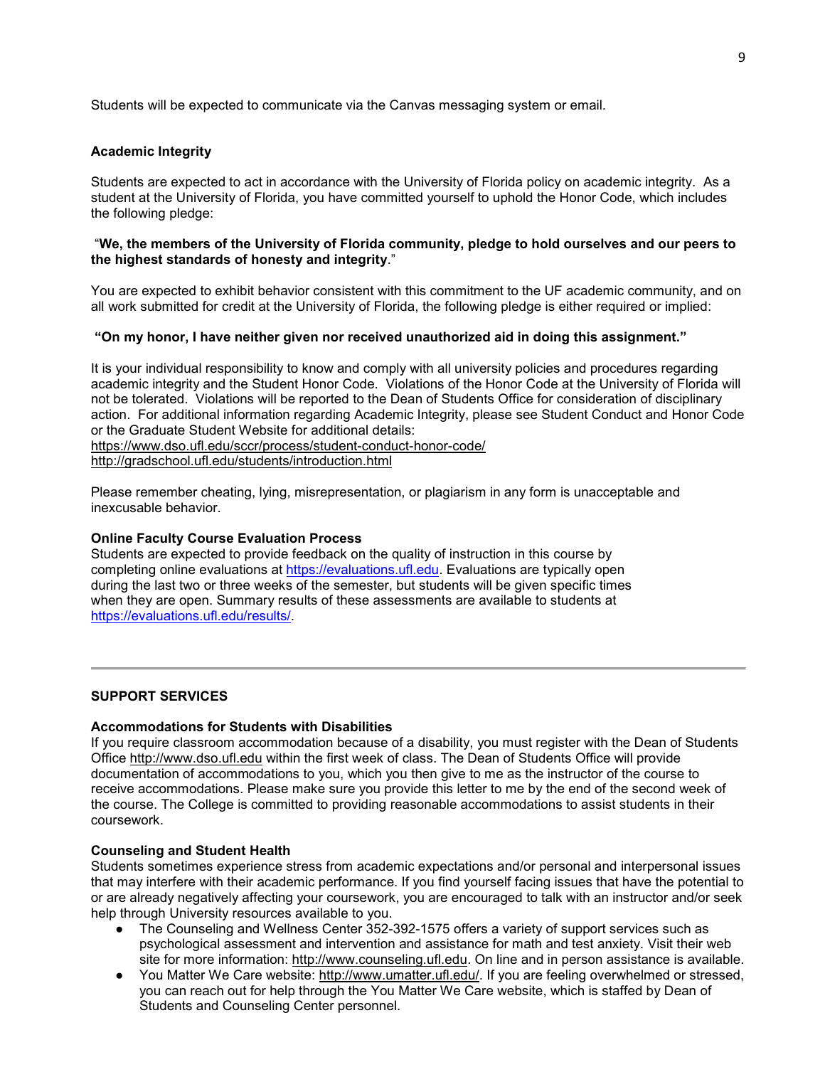Students will be expected to communicate via the Canvas messaging system or email.

**Academic Integrity**

Students are expected to act in accordance with the University of Florida policy on academic integrity. As a student at the University of Florida, you have committed yourself to uphold the Honor Code, which includes the following pledge:

"**We, the members of the University of Florida community, pledge to hold ourselves and our peers to the highest standards of honesty and integrity**."

You are expected to exhibit behavior consistent with this commitment to the UF academic community, and on all work submitted for credit at the University of Florida, the following pledge is either required or implied:

**"On my honor, I have neither given nor received unauthorized aid in doing this assignment."**

It is your individual responsibility to know and comply with all university policies and procedures regarding academic integrity and the Student Honor Code. Violations of the Honor Code at the University of Florida will not be tolerated. Violations will be reported to the Dean of Students Office for consideration of disciplinary action. For additional information regarding Academic Integrity, please see Student Conduct and Honor Code or the Graduate Student Website for additional details:
https://www.dso.ufl.edu/sccr/process/student-conduct-honor-code/
http://gradschool.ufl.edu/students/introduction.html

Please remember cheating, lying, misrepresentation, or plagiarism in any form is unacceptable and inexcusable behavior.

**Online Faculty Course Evaluation Process**

Students are expected to provide feedback on the quality of instruction in this course by completing online evaluations at https://evaluations.ufl.edu. Evaluations are typically open during the last two or three weeks of the semester, but students will be given specific times when they are open. Summary results of these assessments are available to students at https://evaluations.ufl.edu/results/.

---

## SUPPORT SERVICES

**Accommodations for Students with Disabilities**

If you require classroom accommodation because of a disability, you must register with the Dean of Students Office http://www.dso.ufl.edu within the first week of class. The Dean of Students Office will provide documentation of accommodations to you, which you then give to me as the instructor of the course to receive accommodations. Please make sure you provide this letter to me by the end of the second week of the course. The College is committed to providing reasonable accommodations to assist students in their coursework.

**Counseling and Student Health**

Students sometimes experience stress from academic expectations and/or personal and interpersonal issues that may interfere with their academic performance. If you find yourself facing issues that have the potential to or are already negatively affecting your coursework, you are encouraged to talk with an instructor and/or seek help through University resources available to you.

- The Counseling and Wellness Center 352-392-1575 offers a variety of support services such as psychological assessment and intervention and assistance for math and test anxiety. Visit their web site for more information: http://www.counseling.ufl.edu. On line and in person assistance is available.
- You Matter We Care website: http://www.umatter.ufl.edu/. If you are feeling overwhelmed or stressed, you can reach out for help through the You Matter We Care website, which is staffed by Dean of Students and Counseling Center personnel.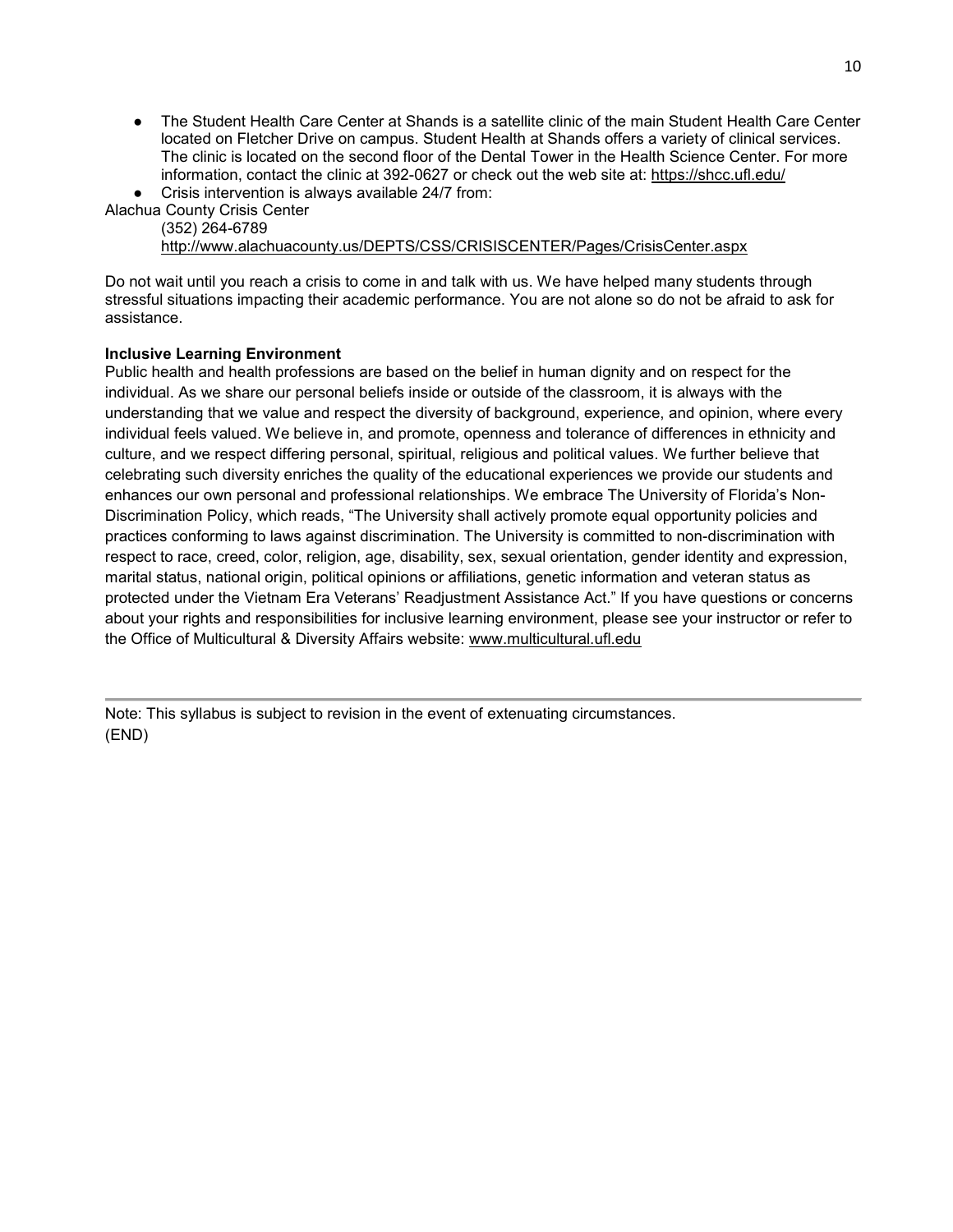- The Student Health Care Center at Shands is a satellite clinic of the main Student Health Care Center located on Fletcher Drive on campus. Student Health at Shands offers a variety of clinical services. The clinic is located on the second floor of the Dental Tower in the Health Science Center. For more information, contact the clinic at 392-0627 or check out the web site at: https://shcc.ufl.edu/
- Crisis intervention is always available 24/7 from:

Alachua County Crisis Center
(352) 264-6789
http://www.alachuacounty.us/DEPTS/CSS/CRISISCENTER/Pages/CrisisCenter.aspx

Do not wait until you reach a crisis to come in and talk with us. We have helped many students through stressful situations impacting their academic performance. You are not alone so do not be afraid to ask for assistance.

**Inclusive Learning Environment**

Public health and health professions are based on the belief in human dignity and on respect for the individual. As we share our personal beliefs inside or outside of the classroom, it is always with the understanding that we value and respect the diversity of background, experience, and opinion, where every individual feels valued. We believe in, and promote, openness and tolerance of differences in ethnicity and culture, and we respect differing personal, spiritual, religious and political values. We further believe that celebrating such diversity enriches the quality of the educational experiences we provide our students and enhances our own personal and professional relationships. We embrace The University of Florida's Non-Discrimination Policy, which reads, "The University shall actively promote equal opportunity policies and practices conforming to laws against discrimination. The University is committed to non-discrimination with respect to race, creed, color, religion, age, disability, sex, sexual orientation, gender identity and expression, marital status, national origin, political opinions or affiliations, genetic information and veteran status as protected under the Vietnam Era Veterans' Readjustment Assistance Act." If you have questions or concerns about your rights and responsibilities for inclusive learning environment, please see your instructor or refer to the Office of Multicultural & Diversity Affairs website: www.multicultural.ufl.edu

---

Note: This syllabus is subject to revision in the event of extenuating circumstances.
(END)